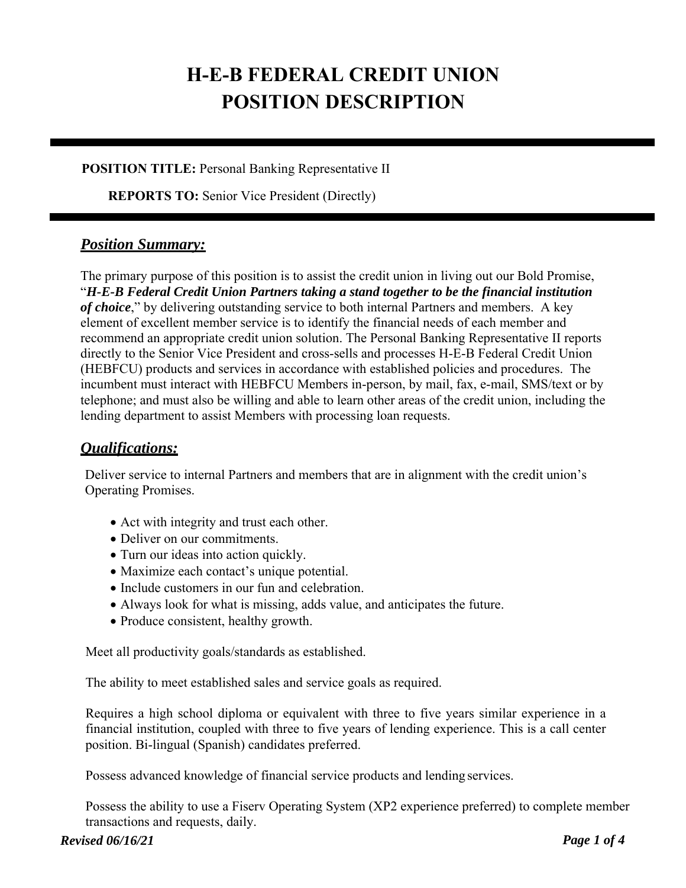# H-E-B FEDERAL CREDIT UNION
# POSITION DESCRIPTION

**POSITION TITLE:** Personal Banking Representative II

**REPORTS TO:** Senior Vice President (Directly)

## ***Position Summary:***

The primary purpose of this position is to assist the credit union in living out our Bold Promise, "***H-E-B Federal Credit Union Partners taking a stand together to be the financial institution of choice***," by delivering outstanding service to both internal Partners and members. A key element of excellent member service is to identify the financial needs of each member and recommend an appropriate credit union solution. The Personal Banking Representative II reports directly to the Senior Vice President and cross-sells and processes H-E-B Federal Credit Union (HEBFCU) products and services in accordance with established policies and procedures. The incumbent must interact with HEBFCU Members in-person, by mail, fax, e-mail, SMS/text or by telephone; and must also be willing and able to learn other areas of the credit union, including the lending department to assist Members with processing loan requests.

## ***Qualifications:***

Deliver service to internal Partners and members that are in alignment with the credit union's Operating Promises.

- Act with integrity and trust each other.
- Deliver on our commitments.
- Turn our ideas into action quickly.
- Maximize each contact's unique potential.
- Include customers in our fun and celebration.
- Always look for what is missing, adds value, and anticipates the future.
- Produce consistent, healthy growth.

Meet all productivity goals/standards as established.

The ability to meet established sales and service goals as required.

Requires a high school diploma or equivalent with three to five years similar experience in a financial institution, coupled with three to five years of lending experience. This is a call center position. Bi-lingual (Spanish) candidates preferred.

Possess advanced knowledge of financial service products and lending services.

Possess the ability to use a Fiserv Operating System (XP2 experience preferred) to complete member transactions and requests, daily.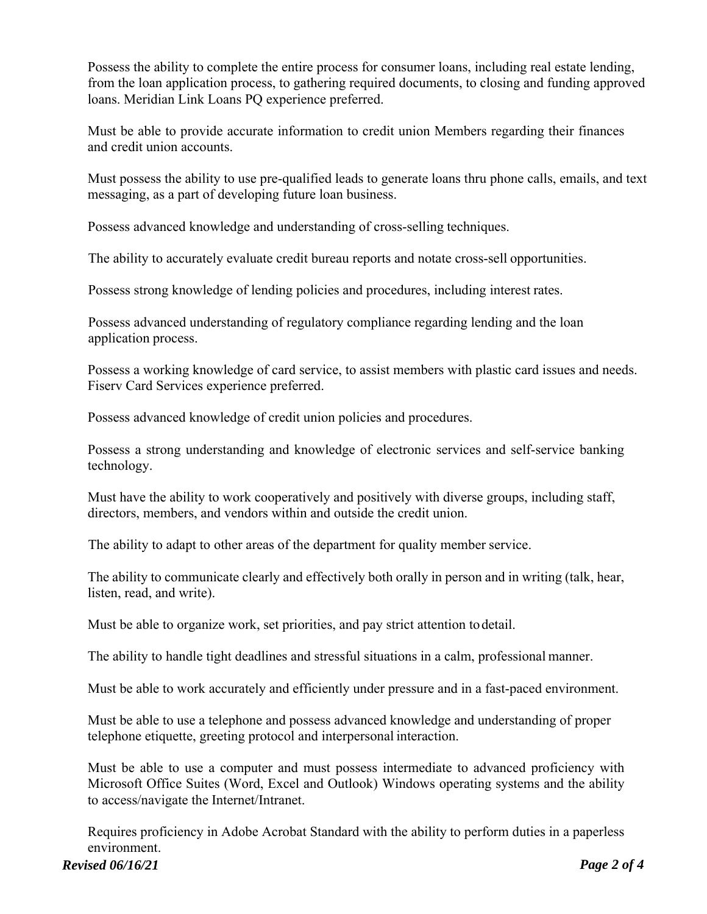Possess the ability to complete the entire process for consumer loans, including real estate lending, from the loan application process, to gathering required documents, to closing and funding approved loans. Meridian Link Loans PQ experience preferred.

Must be able to provide accurate information to credit union Members regarding their finances and credit union accounts.

Must possess the ability to use pre-qualified leads to generate loans thru phone calls, emails, and text messaging, as a part of developing future loan business.

Possess advanced knowledge and understanding of cross-selling techniques.

The ability to accurately evaluate credit bureau reports and notate cross-sell opportunities.

Possess strong knowledge of lending policies and procedures, including interest rates.

Possess advanced understanding of regulatory compliance regarding lending and the loan application process.

Possess a working knowledge of card service, to assist members with plastic card issues and needs. Fiserv Card Services experience preferred.

Possess advanced knowledge of credit union policies and procedures.

Possess a strong understanding and knowledge of electronic services and self-service banking technology.

Must have the ability to work cooperatively and positively with diverse groups, including staff, directors, members, and vendors within and outside the credit union.

The ability to adapt to other areas of the department for quality member service.

The ability to communicate clearly and effectively both orally in person and in writing (talk, hear, listen, read, and write).

Must be able to organize work, set priorities, and pay strict attention to detail.

The ability to handle tight deadlines and stressful situations in a calm, professional manner.

Must be able to work accurately and efficiently under pressure and in a fast-paced environment.

Must be able to use a telephone and possess advanced knowledge and understanding of proper telephone etiquette, greeting protocol and interpersonal interaction.

Must be able to use a computer and must possess intermediate to advanced proficiency with Microsoft Office Suites (Word, Excel and Outlook) Windows operating systems and the ability to access/navigate the Internet/Intranet.

Requires proficiency in Adobe Acrobat Standard with the ability to perform duties in a paperless environment.

*Revised 06/16/21*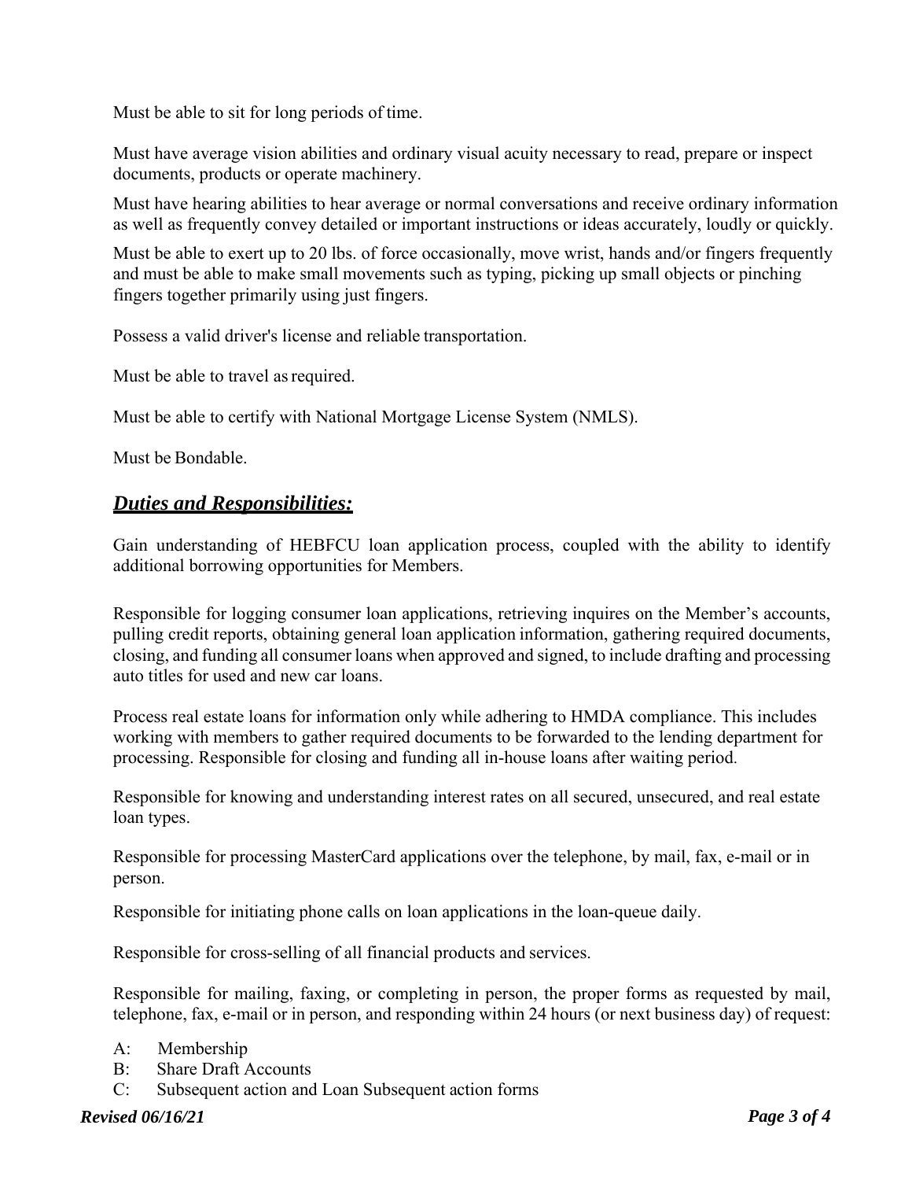Must be able to sit for long periods of time.

Must have average vision abilities and ordinary visual acuity necessary to read, prepare or inspect documents, products or operate machinery.

Must have hearing abilities to hear average or normal conversations and receive ordinary information as well as frequently convey detailed or important instructions or ideas accurately, loudly or quickly.

Must be able to exert up to 20 lbs. of force occasionally, move wrist, hands and/or fingers frequently and must be able to make small movements such as typing, picking up small objects or pinching fingers together primarily using just fingers.

Possess a valid driver's license and reliable transportation.

Must be able to travel as required.

Must be able to certify with National Mortgage License System (NMLS).

Must be Bondable.

## ***Duties and Responsibilities:***

Gain understanding of HEBFCU loan application process, coupled with the ability to identify additional borrowing opportunities for Members.

Responsible for logging consumer loan applications, retrieving inquires on the Member's accounts, pulling credit reports, obtaining general loan application information, gathering required documents, closing, and funding all consumer loans when approved and signed, to include drafting and processing auto titles for used and new car loans.

Process real estate loans for information only while adhering to HMDA compliance. This includes working with members to gather required documents to be forwarded to the lending department for processing. Responsible for closing and funding all in-house loans after waiting period.

Responsible for knowing and understanding interest rates on all secured, unsecured, and real estate loan types.

Responsible for processing MasterCard applications over the telephone, by mail, fax, e-mail or in person.

Responsible for initiating phone calls on loan applications in the loan-queue daily.

Responsible for cross-selling of all financial products and services.

Responsible for mailing, faxing, or completing in person, the proper forms as requested by mail, telephone, fax, e-mail or in person, and responding within 24 hours (or next business day) of request:

A: Membership
B: Share Draft Accounts
C: Subsequent action and Loan Subsequent action forms

*Revised 06/16/21*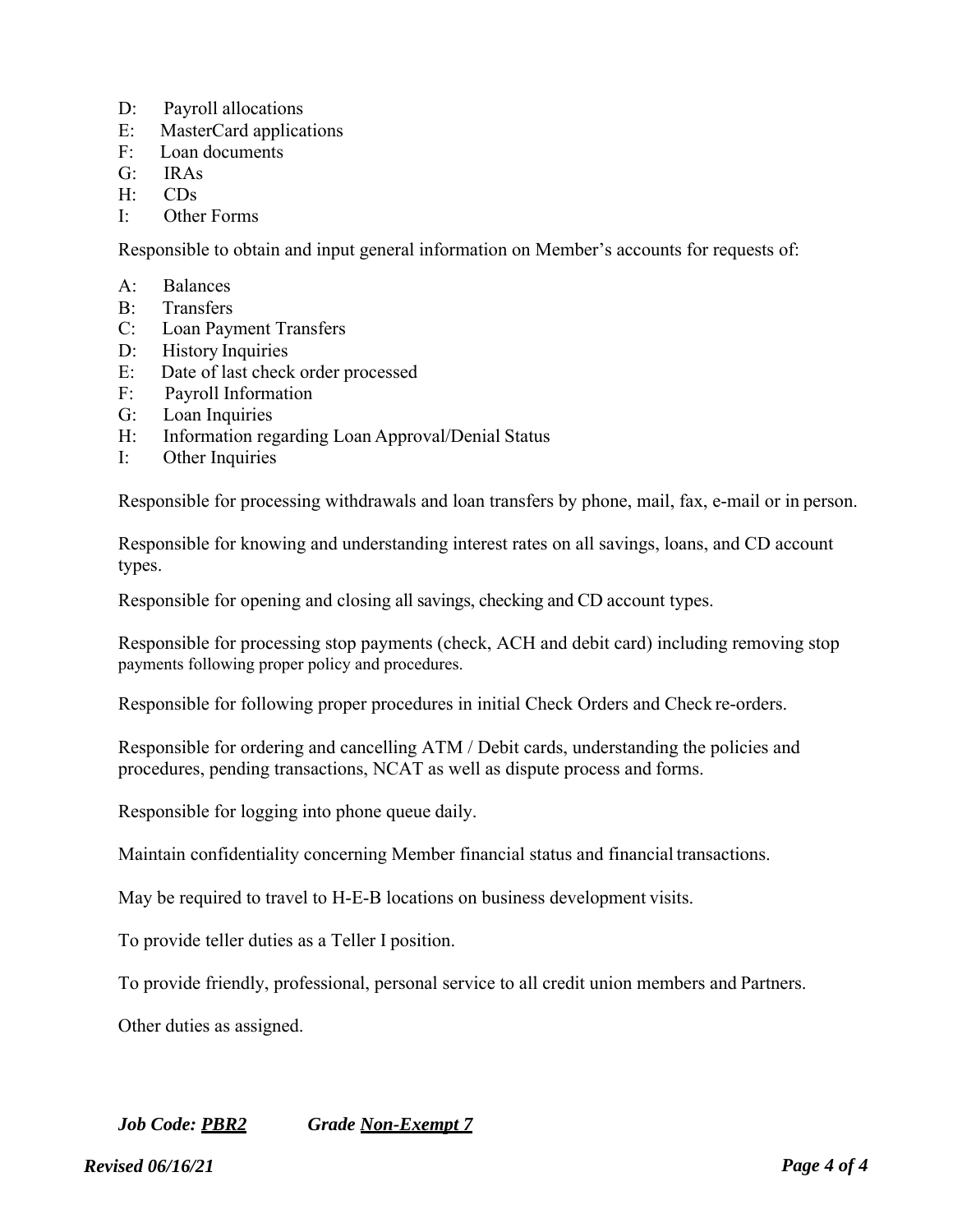D: Payroll allocations
E: MasterCard applications
F: Loan documents
G: IRAs
H: CDs
I: Other Forms

Responsible to obtain and input general information on Member's accounts for requests of:

A: Balances
B: Transfers
C: Loan Payment Transfers
D: History Inquiries
E: Date of last check order processed
F: Payroll Information
G: Loan Inquiries
H: Information regarding Loan Approval/Denial Status
I: Other Inquiries

Responsible for processing withdrawals and loan transfers by phone, mail, fax, e-mail or in person.

Responsible for knowing and understanding interest rates on all savings, loans, and CD account types.

Responsible for opening and closing all savings, checking and CD account types.

Responsible for processing stop payments (check, ACH and debit card) including removing stop payments following proper policy and procedures.

Responsible for following proper procedures in initial Check Orders and Check re-orders.

Responsible for ordering and cancelling ATM / Debit cards, understanding the policies and procedures, pending transactions, NCAT as well as dispute process and forms.

Responsible for logging into phone queue daily.

Maintain confidentiality concerning Member financial status and financial transactions.

May be required to travel to H-E-B locations on business development visits.

To provide teller duties as a Teller I position.

To provide friendly, professional, personal service to all credit union members and Partners.

Other duties as assigned.

***Job Code: PBR2*** ***Grade Non-Exempt 7***

***Revised 06/16/21***